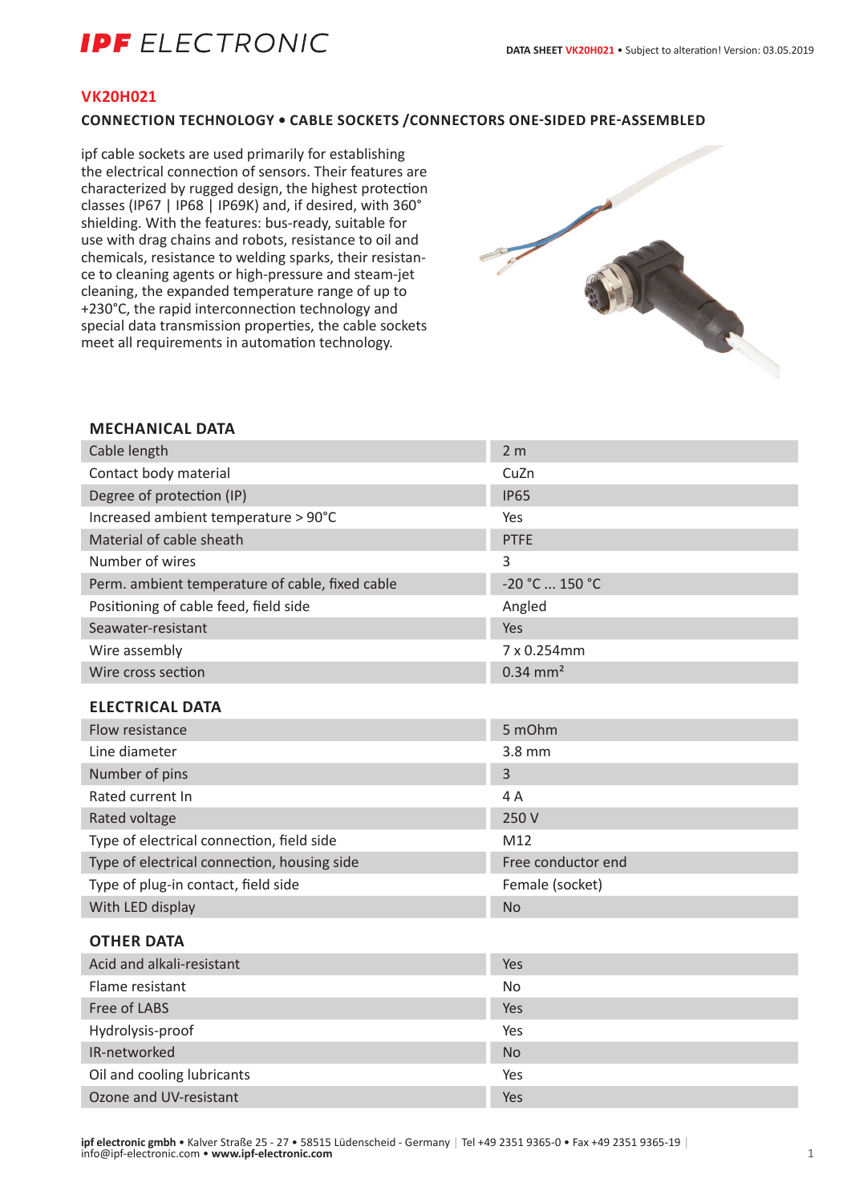# IPF ELECTRONIC

**DATA SHEET VK20H021** • Subject to alteration! Version: 03.05.2019

## VK20H021

### CONNECTION TECHNOLOGY • CABLE SOCKETS /CONNECTORS ONE-SIDED PRE-ASSEMBLED

ipf cable sockets are used primarily for establishing the electrical connection of sensors. Their features are characterized by rugged design, the highest protection classes (IP67 | IP68 | IP69K) and, if desired, with 360° shielding. With the features: bus-ready, suitable for use with drag chains and robots, resistance to oil and chemicals, resistance to welding sparks, their resistance to cleaning agents or high-pressure and steam-jet cleaning, the expanded temperature range of up to +230°C, the rapid interconnection technology and special data transmission properties, the cable sockets meet all requirements in automation technology.

### MECHANICAL DATA

| | |
|---|---|
| Cable length | 2 m |
| Contact body material | CuZn |
| Degree of protection (IP) | IP65 |
| Increased ambient temperature > 90°C | Yes |
| Material of cable sheath | PTFE |
| Number of wires | 3 |
| Perm. ambient temperature of cable, fixed cable | -20 °C ... 150 °C |
| Positioning of cable feed, field side | Angled |
| Seawater-resistant | Yes |
| Wire assembly | 7 x 0.254mm |
| Wire cross section | 0.34 mm² |

### ELECTRICAL DATA

| | |
|---|---|
| Flow resistance | 5 mOhm |
| Line diameter | 3.8 mm |
| Number of pins | 3 |
| Rated current In | 4 A |
| Rated voltage | 250 V |
| Type of electrical connection, field side | M12 |
| Type of electrical connection, housing side | Free conductor end |
| Type of plug-in contact, field side | Female (socket) |
| With LED display | No |

### OTHER DATA

| | |
|---|---|
| Acid and alkali-resistant | Yes |
| Flame resistant | No |
| Free of LABS | Yes |
| Hydrolysis-proof | Yes |
| IR-networked | No |
| Oil and cooling lubricants | Yes |
| Ozone and UV-resistant | Yes |

**ipf electronic gmbh** • Kalver Straße 25 - 27 • 58515 Lüdenscheid - Germany | Tel +49 2351 9365-0 • Fax +49 2351 9365-19 | info@ipf-electronic.com • **www.ipf-electronic.com**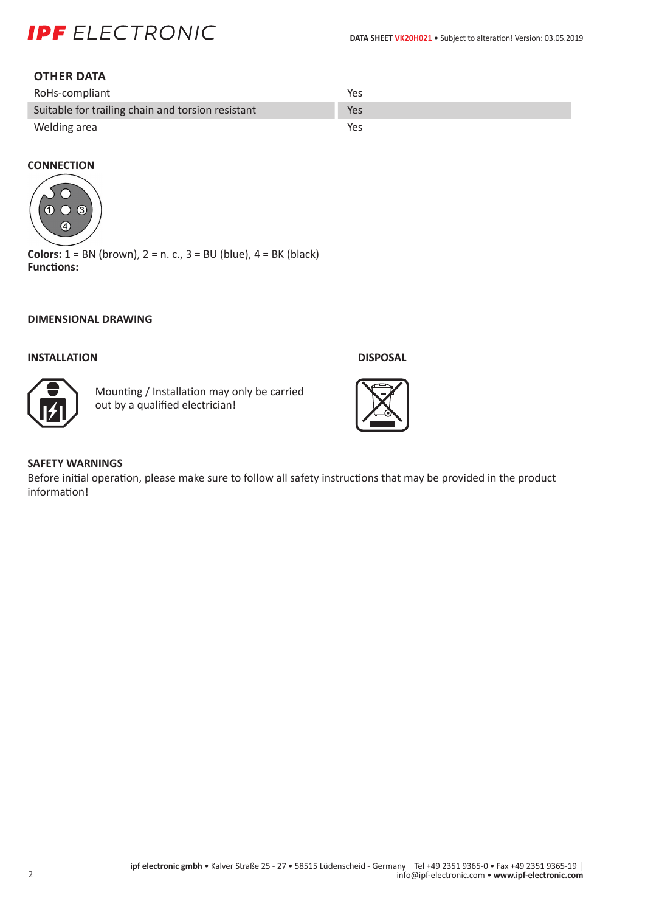## OTHER DATA

| | |
|---|---|
| RoHs-compliant | Yes |
| Suitable for trailing chain and torsion resistant | Yes |
| Welding area | Yes |

## CONNECTION

1 3 4

**Colors:** 1 = BN (brown), 2 = n. c., 3 = BU (blue), 4 = BK (black)
**Functions:**

## DIMENSIONAL DRAWING

## INSTALLATION

Mounting / Installation may only be carried out by a qualified electrician!

## DISPOSAL

## SAFETY WARNINGS

Before initial operation, please make sure to follow all safety instructions that may be provided in the product information!

**ipf electronic gmbh** • Kalver Straße 25 - 27 • 58515 Lüdenscheid - Germany | Tel +49 2351 9365-0 • Fax +49 2351 9365-19 | info@ipf-electronic.com • **www.ipf-electronic.com**